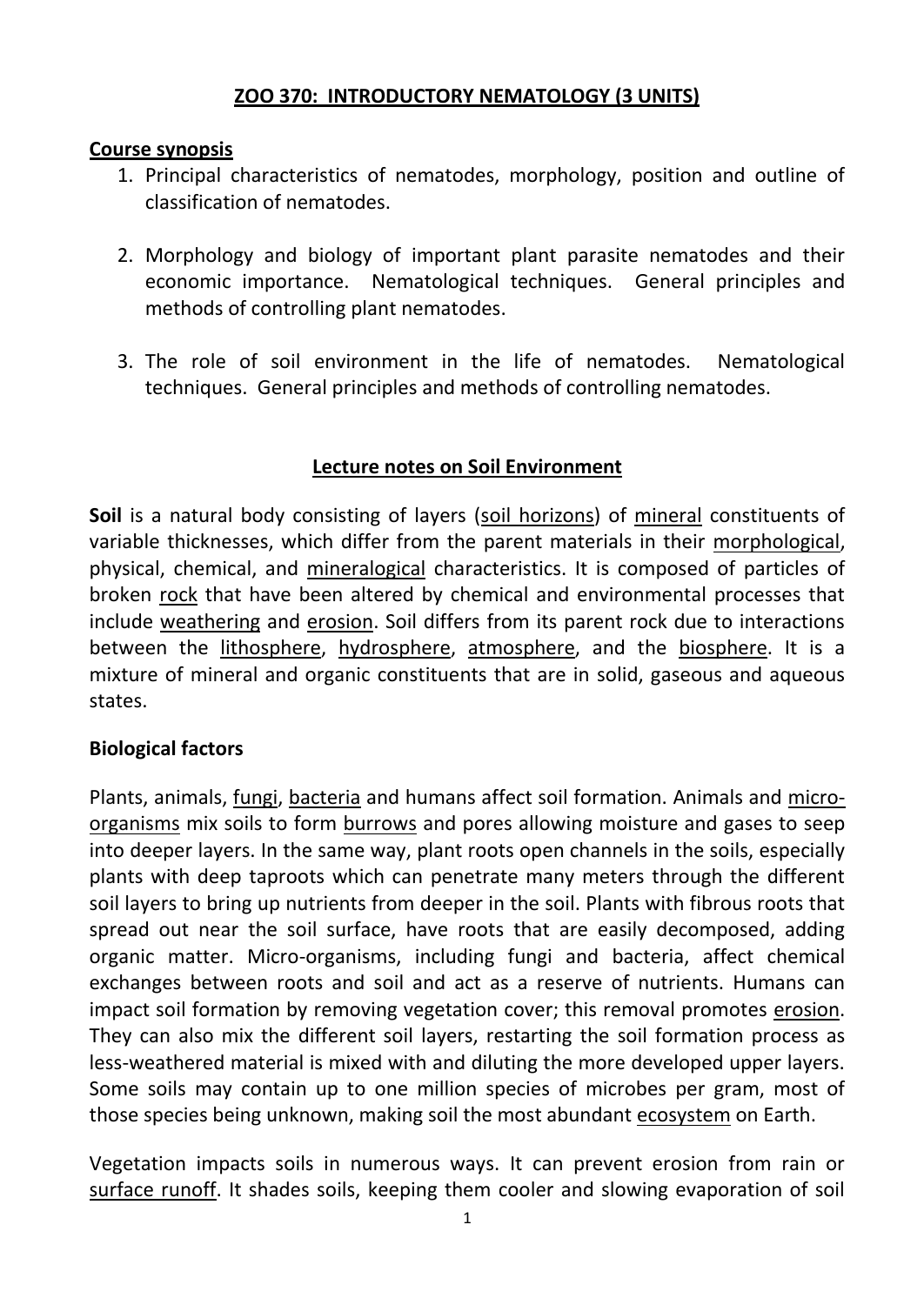# ZOO 370: INTRODUCTORY NEMATOLOGY (3 UNITS)

**Course synopsis**

1. Principal characteristics of nematodes, morphology, position and outline of classification of nematodes.

2. Morphology and biology of important plant parasite nematodes and their economic importance. Nematological techniques. General principles and methods of controlling plant nematodes.

3. The role of soil environment in the life of nematodes. Nematological techniques. General principles and methods of controlling nematodes.

## Lecture notes on Soil Environment

**Soil** is a natural body consisting of layers (soil horizons) of mineral constituents of variable thicknesses, which differ from the parent materials in their morphological, physical, chemical, and mineralogical characteristics. It is composed of particles of broken rock that have been altered by chemical and environmental processes that include weathering and erosion. Soil differs from its parent rock due to interactions between the lithosphere, hydrosphere, atmosphere, and the biosphere. It is a mixture of mineral and organic constituents that are in solid, gaseous and aqueous states.

### Biological factors

Plants, animals, fungi, bacteria and humans affect soil formation. Animals and micro-organisms mix soils to form burrows and pores allowing moisture and gases to seep into deeper layers. In the same way, plant roots open channels in the soils, especially plants with deep taproots which can penetrate many meters through the different soil layers to bring up nutrients from deeper in the soil. Plants with fibrous roots that spread out near the soil surface, have roots that are easily decomposed, adding organic matter. Micro-organisms, including fungi and bacteria, affect chemical exchanges between roots and soil and act as a reserve of nutrients. Humans can impact soil formation by removing vegetation cover; this removal promotes erosion. They can also mix the different soil layers, restarting the soil formation process as less-weathered material is mixed with and diluting the more developed upper layers. Some soils may contain up to one million species of microbes per gram, most of those species being unknown, making soil the most abundant ecosystem on Earth.

Vegetation impacts soils in numerous ways. It can prevent erosion from rain or surface runoff. It shades soils, keeping them cooler and slowing evaporation of soil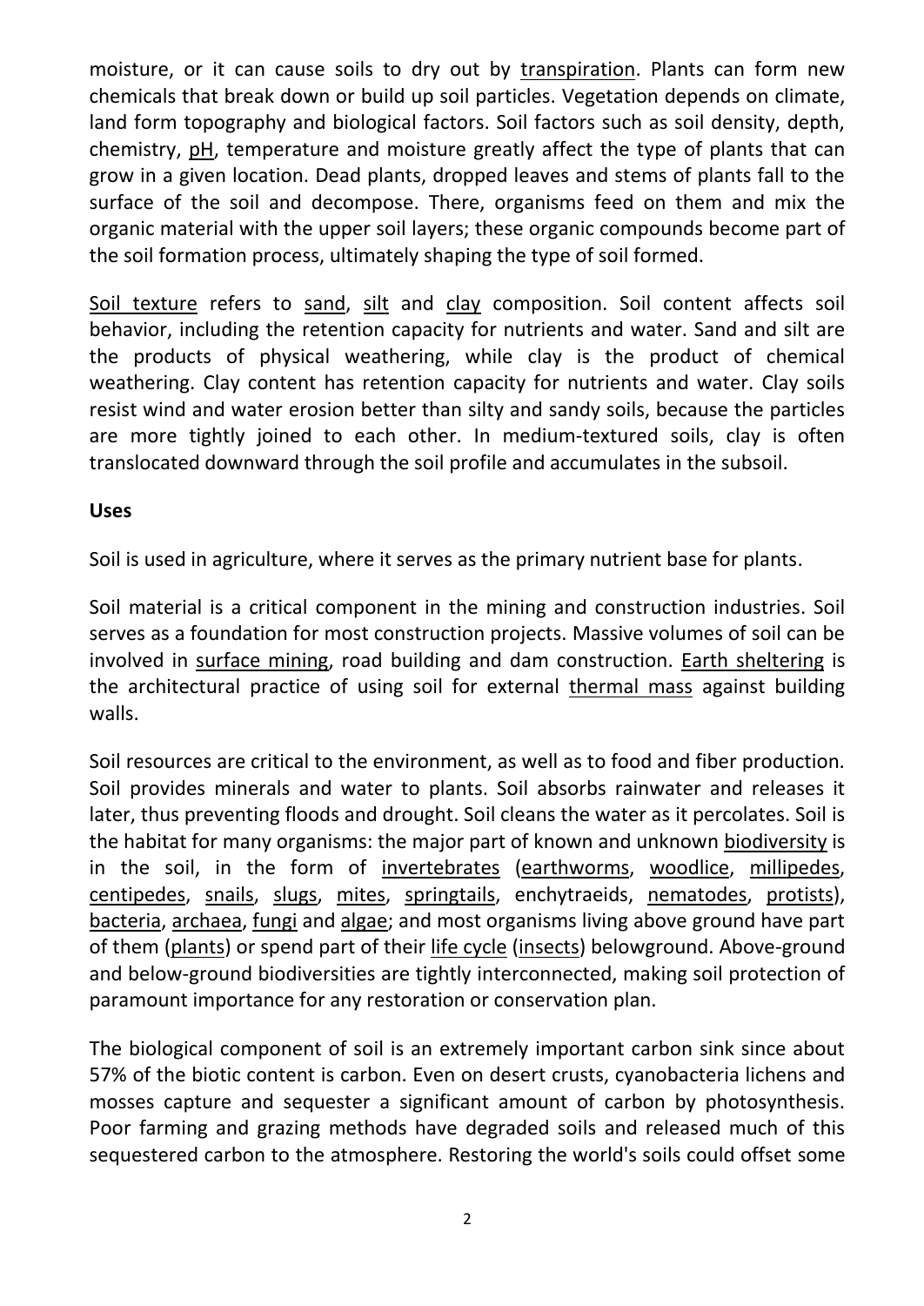moisture, or it can cause soils to dry out by transpiration. Plants can form new chemicals that break down or build up soil particles. Vegetation depends on climate, land form topography and biological factors. Soil factors such as soil density, depth, chemistry, pH, temperature and moisture greatly affect the type of plants that can grow in a given location. Dead plants, dropped leaves and stems of plants fall to the surface of the soil and decompose. There, organisms feed on them and mix the organic material with the upper soil layers; these organic compounds become part of the soil formation process, ultimately shaping the type of soil formed.

Soil texture refers to sand, silt and clay composition. Soil content affects soil behavior, including the retention capacity for nutrients and water. Sand and silt are the products of physical weathering, while clay is the product of chemical weathering. Clay content has retention capacity for nutrients and water. Clay soils resist wind and water erosion better than silty and sandy soils, because the particles are more tightly joined to each other. In medium-textured soils, clay is often translocated downward through the soil profile and accumulates in the subsoil.

**Uses**

Soil is used in agriculture, where it serves as the primary nutrient base for plants.

Soil material is a critical component in the mining and construction industries. Soil serves as a foundation for most construction projects. Massive volumes of soil can be involved in surface mining, road building and dam construction. Earth sheltering is the architectural practice of using soil for external thermal mass against building walls.

Soil resources are critical to the environment, as well as to food and fiber production. Soil provides minerals and water to plants. Soil absorbs rainwater and releases it later, thus preventing floods and drought. Soil cleans the water as it percolates. Soil is the habitat for many organisms: the major part of known and unknown biodiversity is in the soil, in the form of invertebrates (earthworms, woodlice, millipedes, centipedes, snails, slugs, mites, springtails, enchytraeids, nematodes, protists), bacteria, archaea, fungi and algae; and most organisms living above ground have part of them (plants) or spend part of their life cycle (insects) belowground. Above-ground and below-ground biodiversities are tightly interconnected, making soil protection of paramount importance for any restoration or conservation plan.

The biological component of soil is an extremely important carbon sink since about 57% of the biotic content is carbon. Even on desert crusts, cyanobacteria lichens and mosses capture and sequester a significant amount of carbon by photosynthesis. Poor farming and grazing methods have degraded soils and released much of this sequestered carbon to the atmosphere. Restoring the world's soils could offset some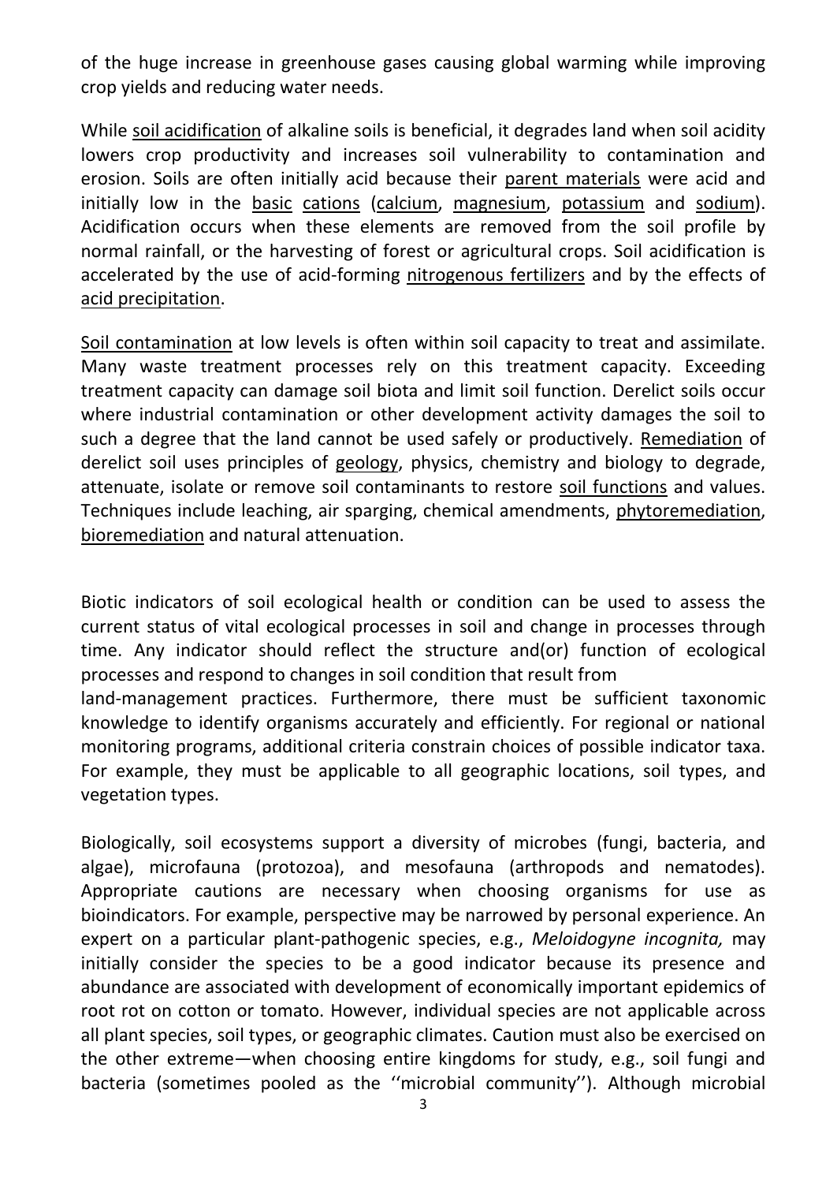of the huge increase in greenhouse gases causing global warming while improving crop yields and reducing water needs.

While soil acidification of alkaline soils is beneficial, it degrades land when soil acidity lowers crop productivity and increases soil vulnerability to contamination and erosion. Soils are often initially acid because their parent materials were acid and initially low in the basic cations (calcium, magnesium, potassium and sodium). Acidification occurs when these elements are removed from the soil profile by normal rainfall, or the harvesting of forest or agricultural crops. Soil acidification is accelerated by the use of acid-forming nitrogenous fertilizers and by the effects of acid precipitation.

Soil contamination at low levels is often within soil capacity to treat and assimilate. Many waste treatment processes rely on this treatment capacity. Exceeding treatment capacity can damage soil biota and limit soil function. Derelict soils occur where industrial contamination or other development activity damages the soil to such a degree that the land cannot be used safely or productively. Remediation of derelict soil uses principles of geology, physics, chemistry and biology to degrade, attenuate, isolate or remove soil contaminants to restore soil functions and values. Techniques include leaching, air sparging, chemical amendments, phytoremediation, bioremediation and natural attenuation.

Biotic indicators of soil ecological health or condition can be used to assess the current status of vital ecological processes in soil and change in processes through time. Any indicator should reflect the structure and(or) function of ecological processes and respond to changes in soil condition that result from land-management practices. Furthermore, there must be sufficient taxonomic knowledge to identify organisms accurately and efficiently. For regional or national monitoring programs, additional criteria constrain choices of possible indicator taxa. For example, they must be applicable to all geographic locations, soil types, and vegetation types.

Biologically, soil ecosystems support a diversity of microbes (fungi, bacteria, and algae), microfauna (protozoa), and mesofauna (arthropods and nematodes). Appropriate cautions are necessary when choosing organisms for use as bioindicators. For example, perspective may be narrowed by personal experience. An expert on a particular plant-pathogenic species, e.g., *Meloidogyne incognita,* may initially consider the species to be a good indicator because its presence and abundance are associated with development of economically important epidemics of root rot on cotton or tomato. However, individual species are not applicable across all plant species, soil types, or geographic climates. Caution must also be exercised on the other extreme—when choosing entire kingdoms for study, e.g., soil fungi and bacteria (sometimes pooled as the ''microbial community''). Although microbial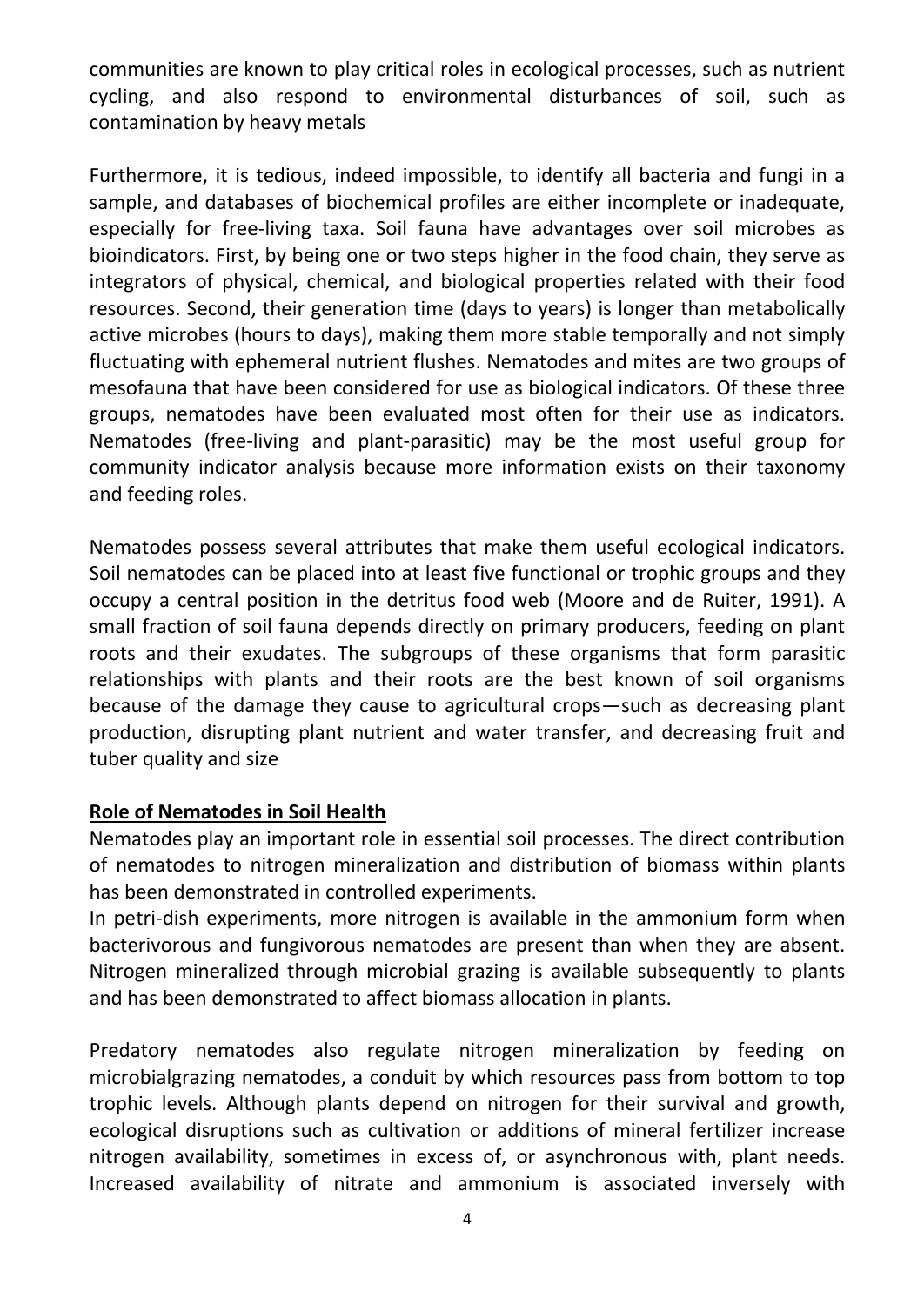communities are known to play critical roles in ecological processes, such as nutrient cycling, and also respond to environmental disturbances of soil, such as contamination by heavy metals

Furthermore, it is tedious, indeed impossible, to identify all bacteria and fungi in a sample, and databases of biochemical profiles are either incomplete or inadequate, especially for free-living taxa. Soil fauna have advantages over soil microbes as bioindicators. First, by being one or two steps higher in the food chain, they serve as integrators of physical, chemical, and biological properties related with their food resources. Second, their generation time (days to years) is longer than metabolically active microbes (hours to days), making them more stable temporally and not simply fluctuating with ephemeral nutrient flushes. Nematodes and mites are two groups of mesofauna that have been considered for use as biological indicators. Of these three groups, nematodes have been evaluated most often for their use as indicators. Nematodes (free-living and plant-parasitic) may be the most useful group for community indicator analysis because more information exists on their taxonomy and feeding roles.

Nematodes possess several attributes that make them useful ecological indicators. Soil nematodes can be placed into at least five functional or trophic groups and they occupy a central position in the detritus food web (Moore and de Ruiter, 1991). A small fraction of soil fauna depends directly on primary producers, feeding on plant roots and their exudates. The subgroups of these organisms that form parasitic relationships with plants and their roots are the best known of soil organisms because of the damage they cause to agricultural crops—such as decreasing plant production, disrupting plant nutrient and water transfer, and decreasing fruit and tuber quality and size

**Role of Nematodes in Soil Health**

Nematodes play an important role in essential soil processes. The direct contribution of nematodes to nitrogen mineralization and distribution of biomass within plants has been demonstrated in controlled experiments.

In petri-dish experiments, more nitrogen is available in the ammonium form when bacterivorous and fungivorous nematodes are present than when they are absent. Nitrogen mineralized through microbial grazing is available subsequently to plants and has been demonstrated to affect biomass allocation in plants.

Predatory nematodes also regulate nitrogen mineralization by feeding on microbialgrazing nematodes, a conduit by which resources pass from bottom to top trophic levels. Although plants depend on nitrogen for their survival and growth, ecological disruptions such as cultivation or additions of mineral fertilizer increase nitrogen availability, sometimes in excess of, or asynchronous with, plant needs. Increased availability of nitrate and ammonium is associated inversely with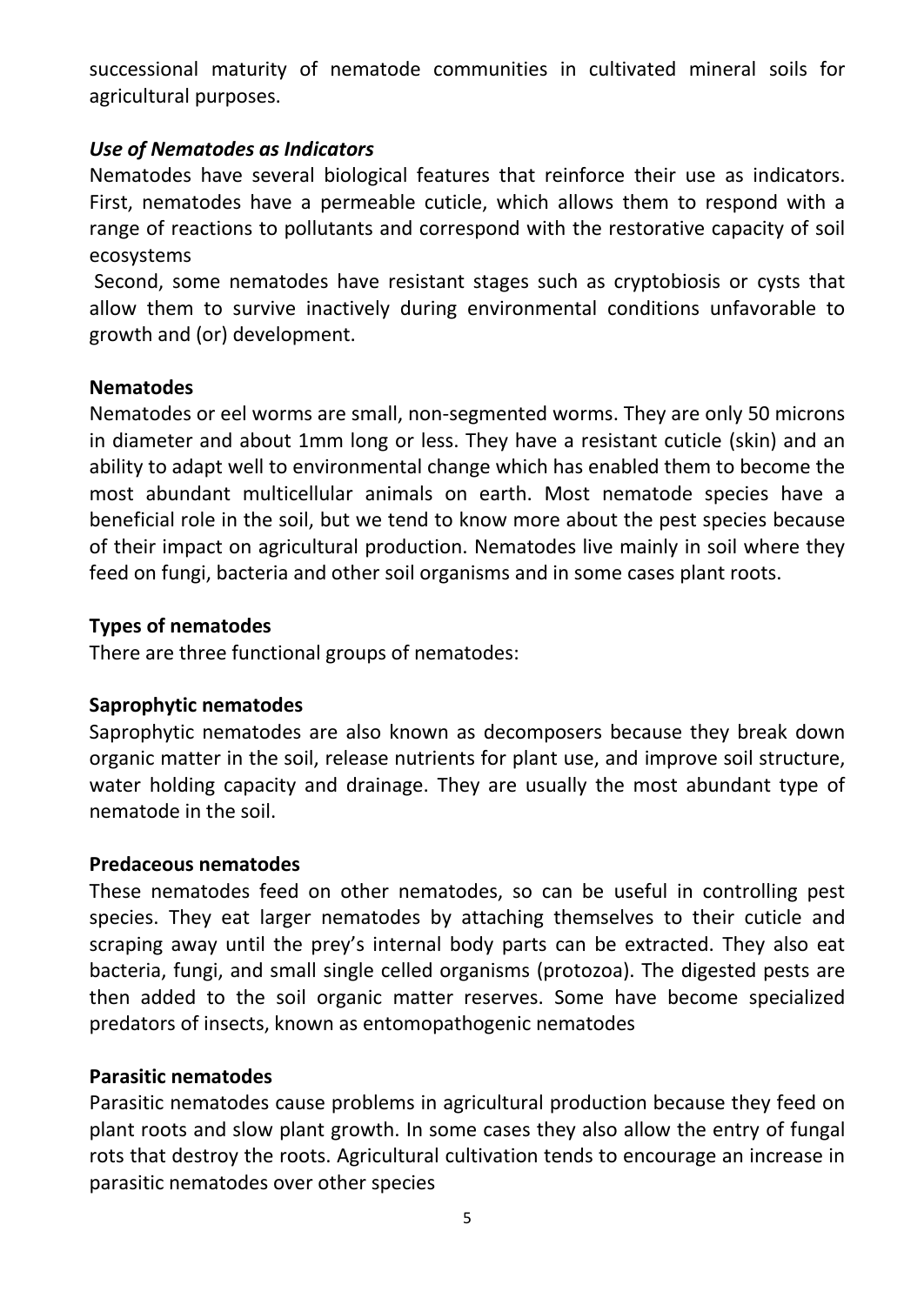successional maturity of nematode communities in cultivated mineral soils for agricultural purposes.

### *Use of Nematodes as Indicators*

Nematodes have several biological features that reinforce their use as indicators. First, nematodes have a permeable cuticle, which allows them to respond with a range of reactions to pollutants and correspond with the restorative capacity of soil ecosystems

Second, some nematodes have resistant stages such as cryptobiosis or cysts that allow them to survive inactively during environmental conditions unfavorable to growth and (or) development.

### **Nematodes**

Nematodes or eel worms are small, non-segmented worms. They are only 50 microns in diameter and about 1mm long or less. They have a resistant cuticle (skin) and an ability to adapt well to environmental change which has enabled them to become the most abundant multicellular animals on earth. Most nematode species have a beneficial role in the soil, but we tend to know more about the pest species because of their impact on agricultural production. Nematodes live mainly in soil where they feed on fungi, bacteria and other soil organisms and in some cases plant roots.

### **Types of nematodes**

There are three functional groups of nematodes:

#### **Saprophytic nematodes**

Saprophytic nematodes are also known as decomposers because they break down organic matter in the soil, release nutrients for plant use, and improve soil structure, water holding capacity and drainage. They are usually the most abundant type of nematode in the soil.

#### **Predaceous nematodes**

These nematodes feed on other nematodes, so can be useful in controlling pest species. They eat larger nematodes by attaching themselves to their cuticle and scraping away until the prey's internal body parts can be extracted. They also eat bacteria, fungi, and small single celled organisms (protozoa). The digested pests are then added to the soil organic matter reserves. Some have become specialized predators of insects, known as entomopathogenic nematodes

#### **Parasitic nematodes**

Parasitic nematodes cause problems in agricultural production because they feed on plant roots and slow plant growth. In some cases they also allow the entry of fungal rots that destroy the roots. Agricultural cultivation tends to encourage an increase in parasitic nematodes over other species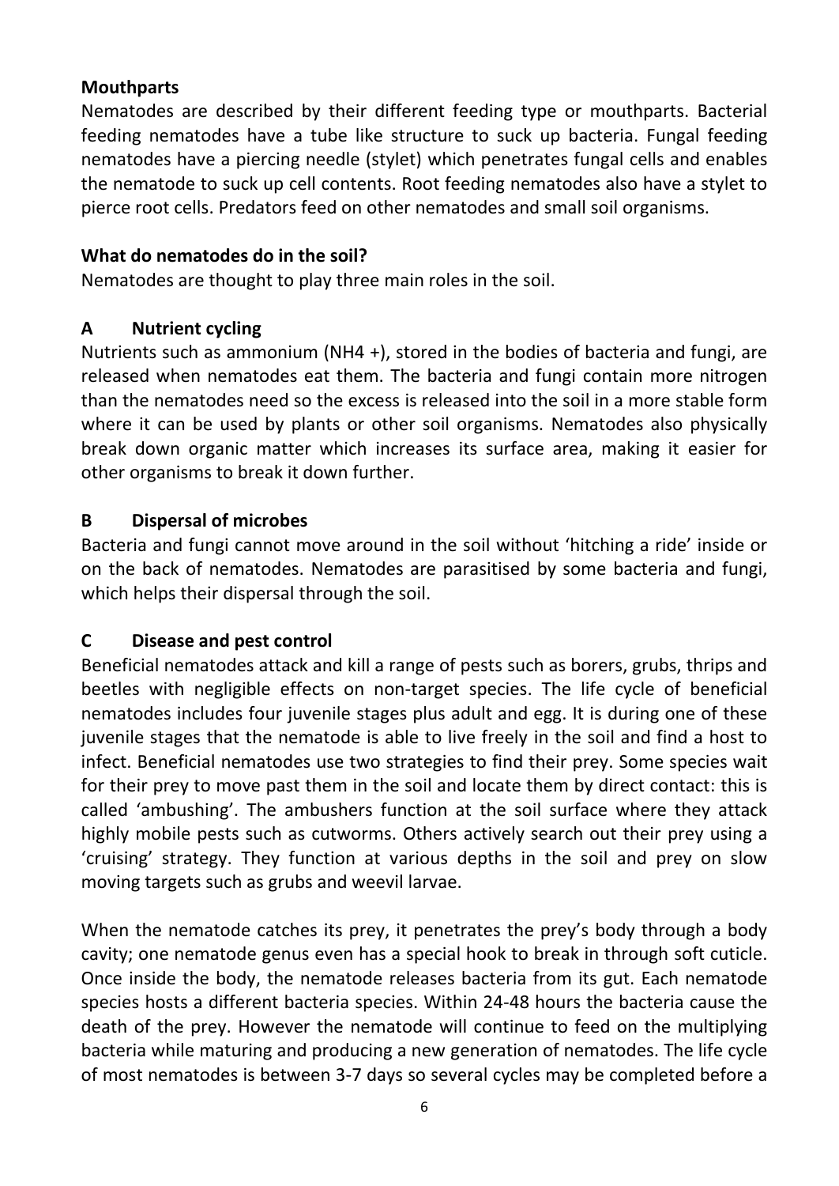## Mouthparts

Nematodes are described by their different feeding type or mouthparts. Bacterial feeding nematodes have a tube like structure to suck up bacteria. Fungal feeding nematodes have a piercing needle (stylet) which penetrates fungal cells and enables the nematode to suck up cell contents. Root feeding nematodes also have a stylet to pierce root cells. Predators feed on other nematodes and small soil organisms.

## What do nematodes do in the soil?

Nematodes are thought to play three main roles in the soil.

### A Nutrient cycling

Nutrients such as ammonium ($NH_4^+$), stored in the bodies of bacteria and fungi, are released when nematodes eat them. The bacteria and fungi contain more nitrogen than the nematodes need so the excess is released into the soil in a more stable form where it can be used by plants or other soil organisms. Nematodes also physically break down organic matter which increases its surface area, making it easier for other organisms to break it down further.

### B Dispersal of microbes

Bacteria and fungi cannot move around in the soil without 'hitching a ride' inside or on the back of nematodes. Nematodes are parasitised by some bacteria and fungi, which helps their dispersal through the soil.

### C Disease and pest control

Beneficial nematodes attack and kill a range of pests such as borers, grubs, thrips and beetles with negligible effects on non-target species. The life cycle of beneficial nematodes includes four juvenile stages plus adult and egg. It is during one of these juvenile stages that the nematode is able to live freely in the soil and find a host to infect. Beneficial nematodes use two strategies to find their prey. Some species wait for their prey to move past them in the soil and locate them by direct contact: this is called 'ambushing'. The ambushers function at the soil surface where they attack highly mobile pests such as cutworms. Others actively search out their prey using a 'cruising' strategy. They function at various depths in the soil and prey on slow moving targets such as grubs and weevil larvae.

When the nematode catches its prey, it penetrates the prey's body through a body cavity; one nematode genus even has a special hook to break in through soft cuticle. Once inside the body, the nematode releases bacteria from its gut. Each nematode species hosts a different bacteria species. Within 24-48 hours the bacteria cause the death of the prey. However the nematode will continue to feed on the multiplying bacteria while maturing and producing a new generation of nematodes. The life cycle of most nematodes is between 3-7 days so several cycles may be completed before a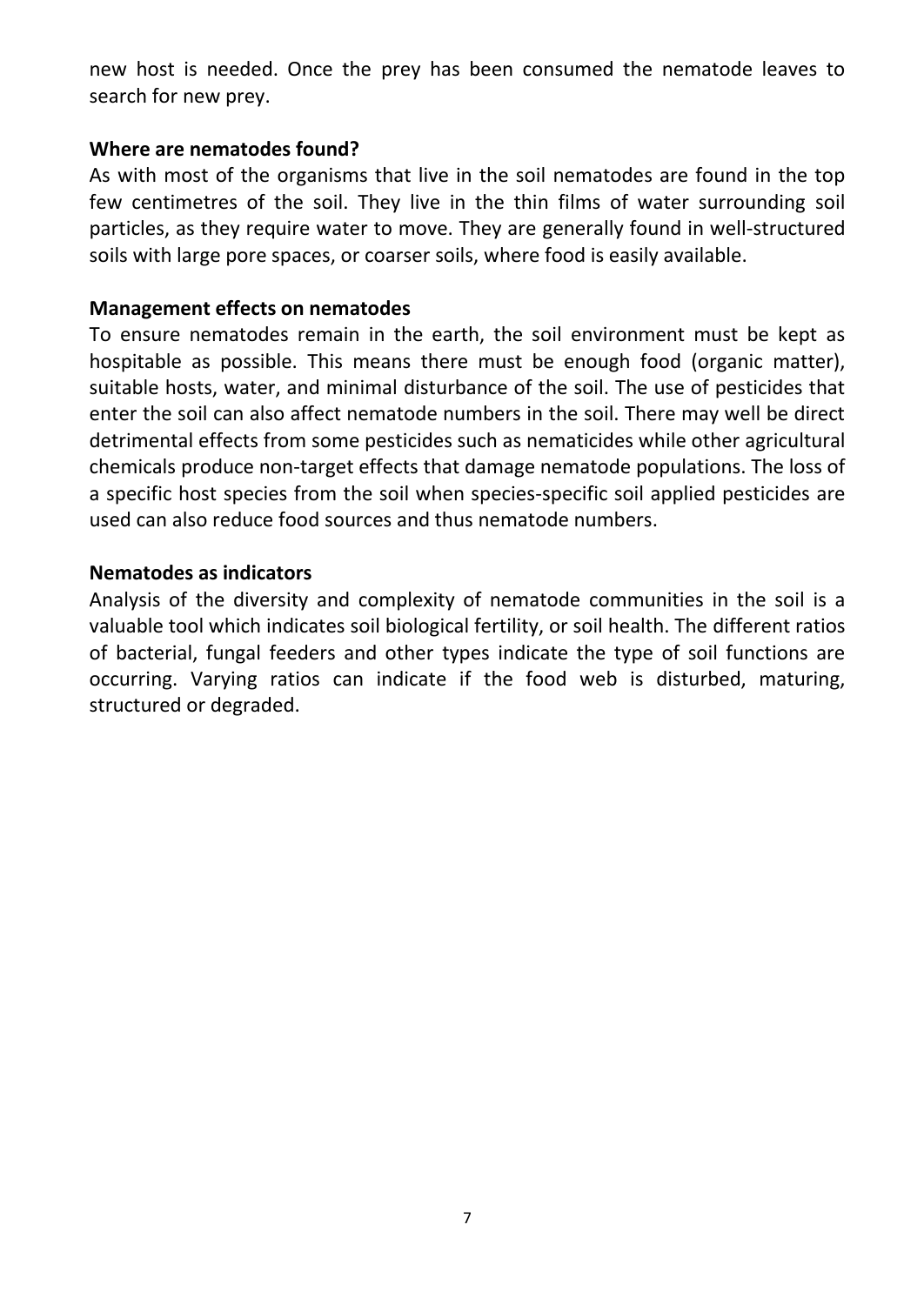new host is needed. Once the prey has been consumed the nematode leaves to search for new prey.

**Where are nematodes found?**

As with most of the organisms that live in the soil nematodes are found in the top few centimetres of the soil. They live in the thin films of water surrounding soil particles, as they require water to move. They are generally found in well-structured soils with large pore spaces, or coarser soils, where food is easily available.

**Management effects on nematodes**

To ensure nematodes remain in the earth, the soil environment must be kept as hospitable as possible. This means there must be enough food (organic matter), suitable hosts, water, and minimal disturbance of the soil. The use of pesticides that enter the soil can also affect nematode numbers in the soil. There may well be direct detrimental effects from some pesticides such as nematicides while other agricultural chemicals produce non-target effects that damage nematode populations. The loss of a specific host species from the soil when species-specific soil applied pesticides are used can also reduce food sources and thus nematode numbers.

**Nematodes as indicators**

Analysis of the diversity and complexity of nematode communities in the soil is a valuable tool which indicates soil biological fertility, or soil health. The different ratios of bacterial, fungal feeders and other types indicate the type of soil functions are occurring. Varying ratios can indicate if the food web is disturbed, maturing, structured or degraded.